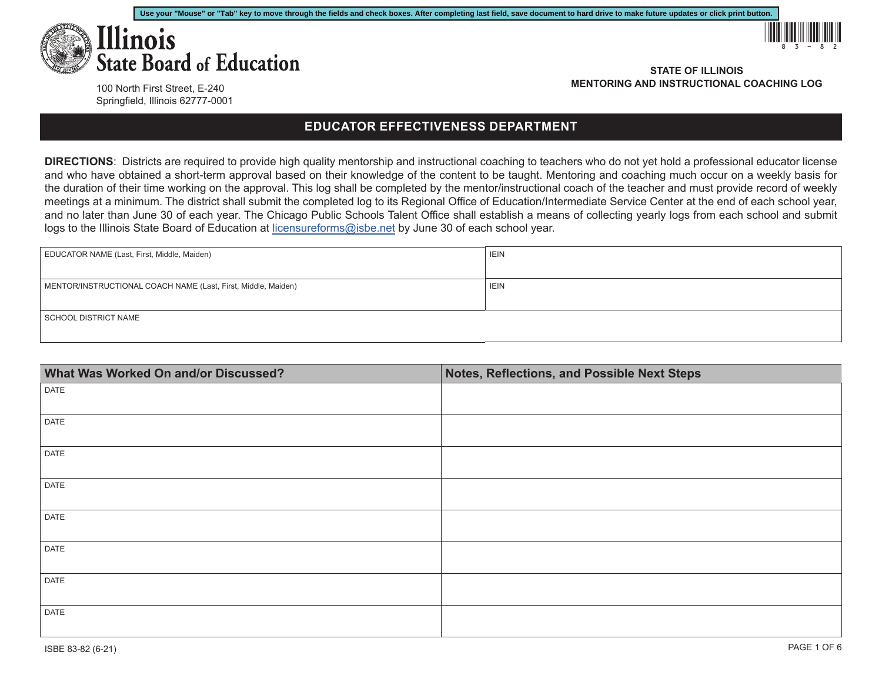Use your "Mouse" or "Tab" key to move through the fields and check boxes. After completing last field, save document to hard drive to make future updates or click print button.

# Illinois State Board of Education

100 North First Street, E-240
Springfield, Illinois 62777-0001

83-82

**STATE OF ILLINOIS**
**MENTORING AND INSTRUCTIONAL COACHING LOG**

## EDUCATOR EFFECTIVENESS DEPARTMENT

**DIRECTIONS**: Districts are required to provide high quality mentorship and instructional coaching to teachers who do not yet hold a professional educator license and who have obtained a short-term approval based on their knowledge of the content to be taught. Mentoring and coaching much occur on a weekly basis for the duration of their time working on the approval. This log shall be completed by the mentor/instructional coach of the teacher and must provide record of weekly meetings at a minimum. The district shall submit the completed log to its Regional Office of Education/Intermediate Service Center at the end of each school year, and no later than June 30 of each year. The Chicago Public Schools Talent Office shall establish a means of collecting yearly logs from each school and submit logs to the Illinois State Board of Education at licensureforms@isbe.net by June 30 of each school year.

| EDUCATOR NAME (Last, First, Middle, Maiden) | IEIN |
|---|---|
| MENTOR/INSTRUCTIONAL COACH NAME (Last, First, Middle, Maiden) | IEIN |
| SCHOOL DISTRICT NAME | |

| What Was Worked On and/or Discussed? | Notes, Reflections, and Possible Next Steps |
|---|---|
| DATE | |
| DATE | |
| DATE | |
| DATE | |
| DATE | |
| DATE | |
| DATE | |
| DATE | |

ISBE 83-82 (6-21)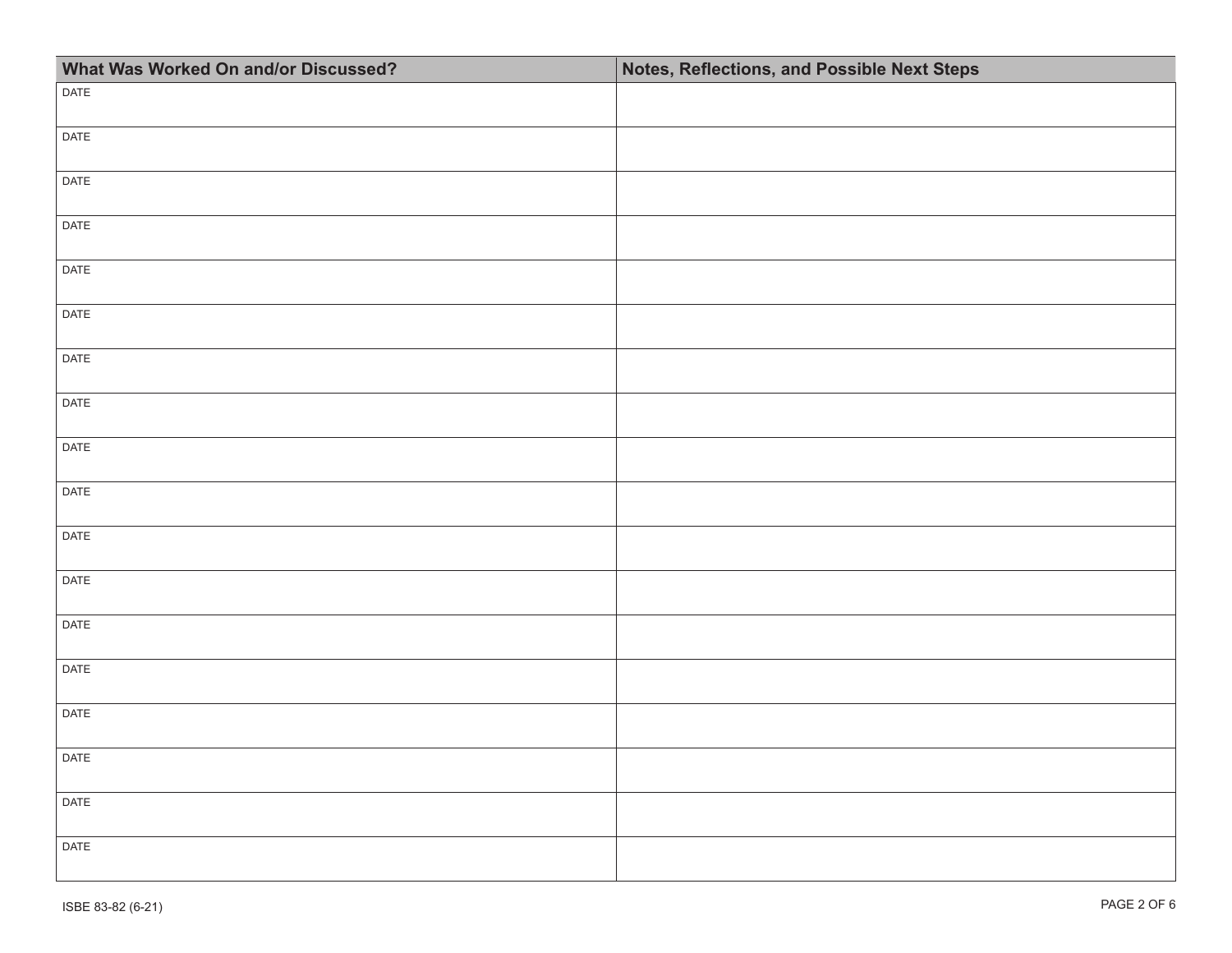| What Was Worked On and/or Discussed? | Notes, Reflections, and Possible Next Steps |
| --- | --- |
| DATE | |
| DATE | |
| DATE | |
| DATE | |
| DATE | |
| DATE | |
| DATE | |
| DATE | |
| DATE | |
| DATE | |
| DATE | |
| DATE | |
| DATE | |
| DATE | |
| DATE | |
| DATE | |
| DATE | |
| DATE | |

ISBE 83-82 (6-21)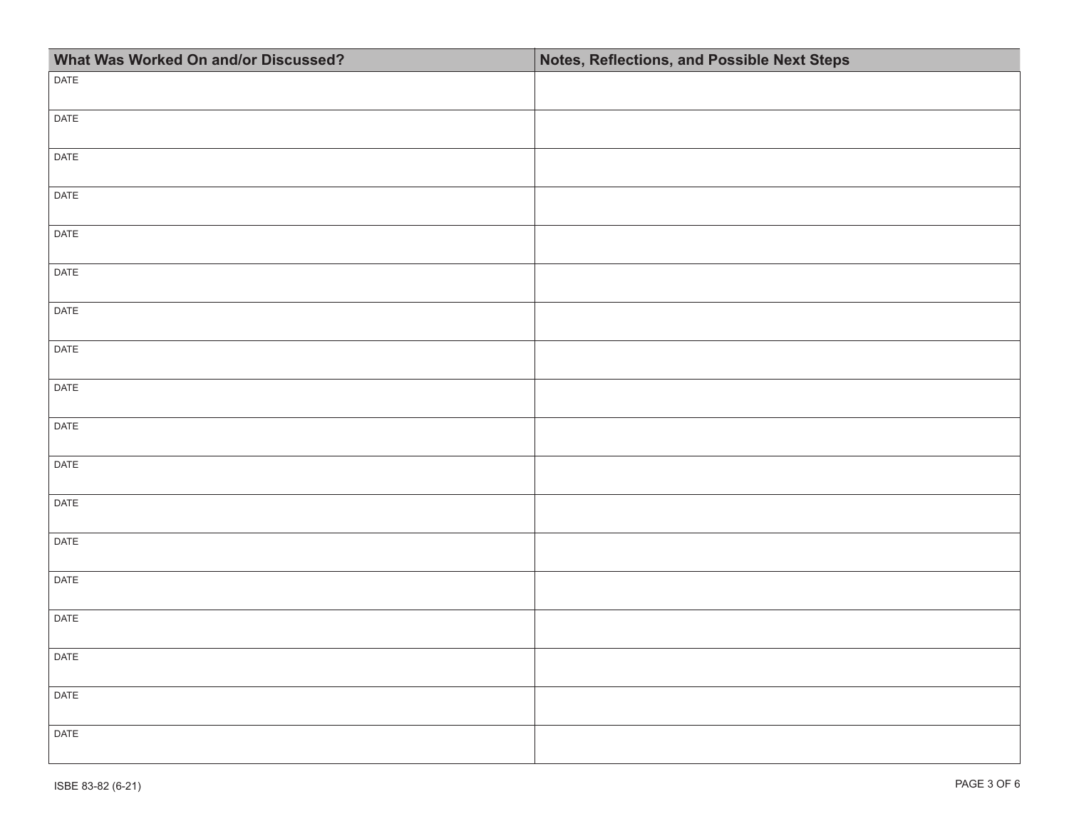| What Was Worked On and/or Discussed? | Notes, Reflections, and Possible Next Steps |
| --- | --- |
| DATE | |
| DATE | |
| DATE | |
| DATE | |
| DATE | |
| DATE | |
| DATE | |
| DATE | |
| DATE | |
| DATE | |
| DATE | |
| DATE | |
| DATE | |
| DATE | |
| DATE | |
| DATE | |
| DATE | |
| DATE | |

ISBE 83-82 (6-21)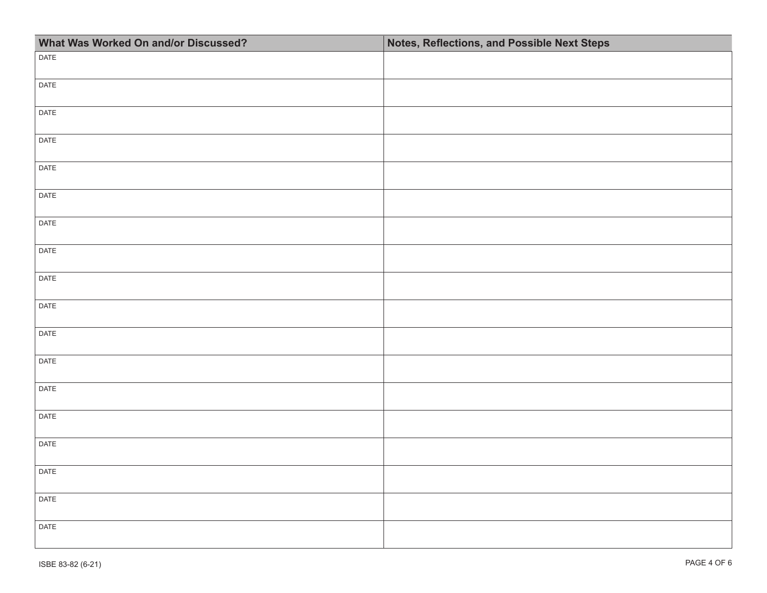| What Was Worked On and/or Discussed? | Notes, Reflections, and Possible Next Steps |
|---|---|
| DATE | |
| DATE | |
| DATE | |
| DATE | |
| DATE | |
| DATE | |
| DATE | |
| DATE | |
| DATE | |
| DATE | |
| DATE | |
| DATE | |
| DATE | |
| DATE | |
| DATE | |
| DATE | |
| DATE | |
| DATE | |

ISBE 83-82 (6-21)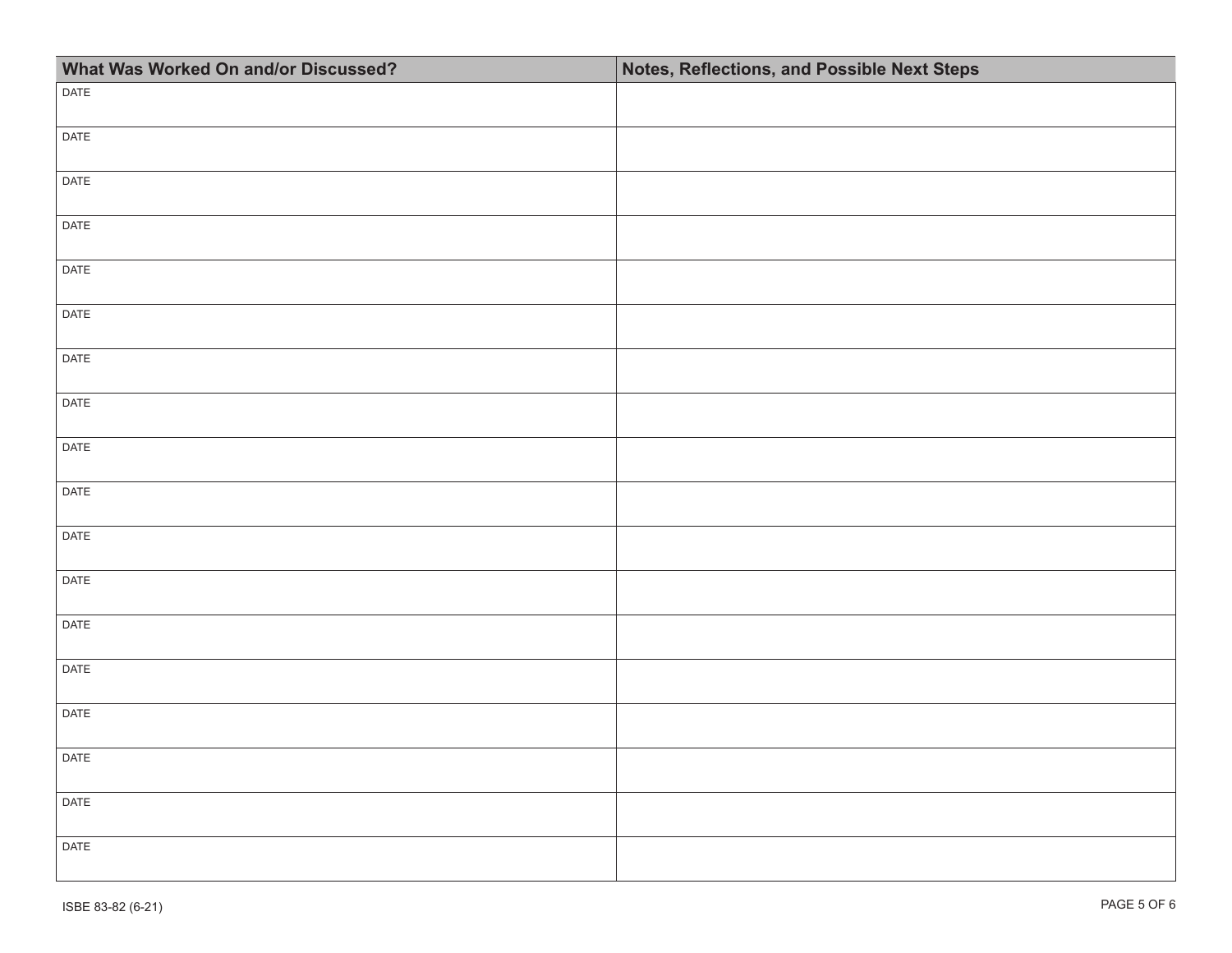| What Was Worked On and/or Discussed? | Notes, Reflections, and Possible Next Steps |
|---|---|
| DATE | |
| DATE | |
| DATE | |
| DATE | |
| DATE | |
| DATE | |
| DATE | |
| DATE | |
| DATE | |
| DATE | |
| DATE | |
| DATE | |
| DATE | |
| DATE | |
| DATE | |
| DATE | |
| DATE | |
| DATE | |

ISBE 83-82 (6-21)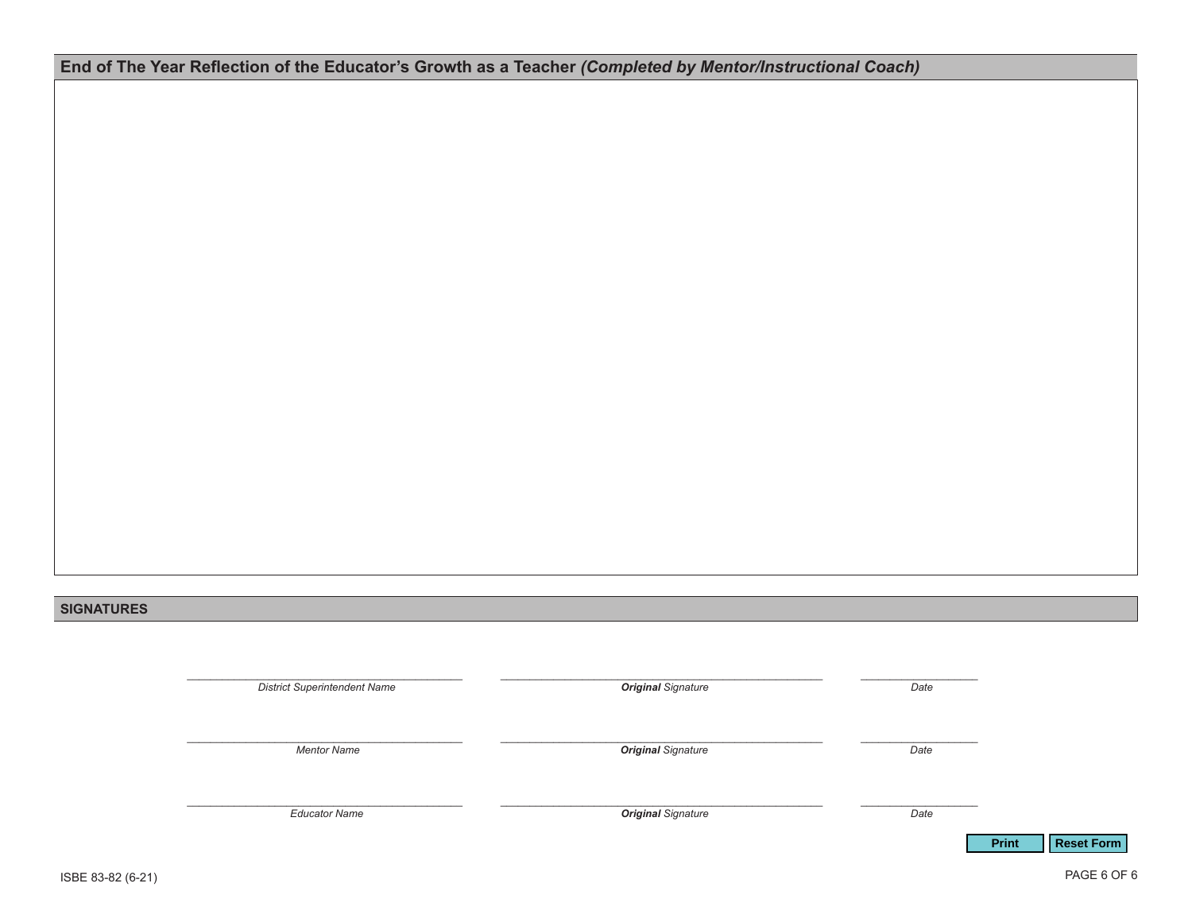## End of The Year Reflection of the Educator's Growth as a Teacher *(Completed by Mentor/Instructional Coach)*

## SIGNATURES

| | | |
|---|---|---|
| _District Superintendent Name_ | _**Original** Signature_ | _Date_ |
| _Mentor Name_ | _**Original** Signature_ | _Date_ |
| _Educator Name_ | _**Original** Signature_ | _Date_ |

Print Reset Form

ISBE 83-82 (6-21)